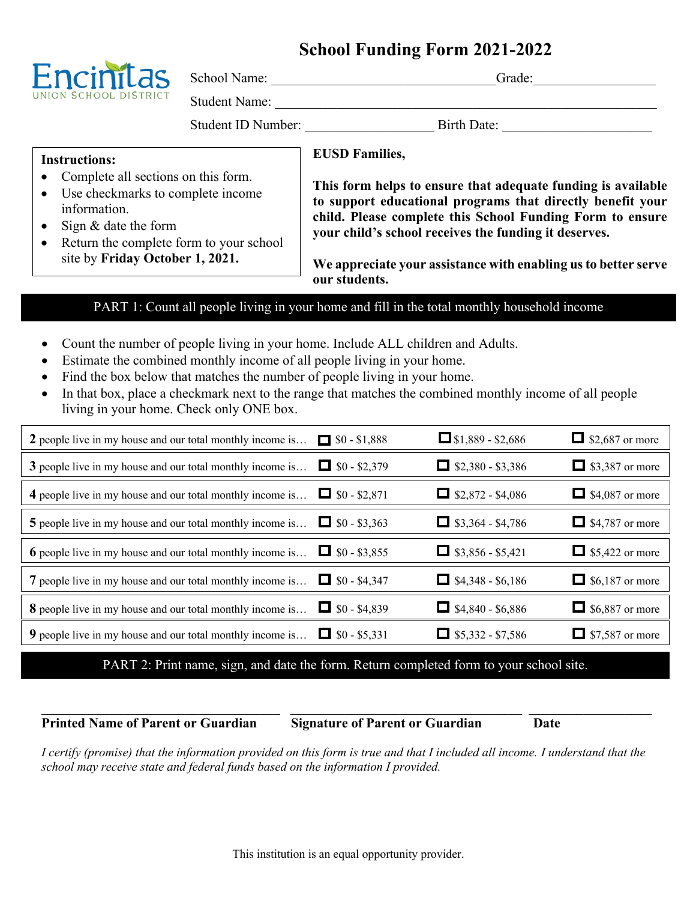# School Funding Form 2021-2022

Encinitas UNION SCHOOL DISTRICT

School Name: ________________________________ Grade: ________________

Student Name: ______________________________________________________

Student ID Number: __________________ Birth Date: ____________________

**Instructions:**

- Complete all sections on this form.
- Use checkmarks to complete income information.
- Sign & date the form
- Return the complete form to your school site by **Friday October 1, 2021.**

**EUSD Families,**

**This form helps to ensure that adequate funding is available to support educational programs that directly benefit your child. Please complete this School Funding Form to ensure your child's school receives the funding it deserves.**

**We appreciate your assistance with enabling us to better serve our students.**

## PART 1: Count all people living in your home and fill in the total monthly household income

- Count the number of people living in your home. Include ALL children and Adults.
- Estimate the combined monthly income of all people living in your home.
- Find the box below that matches the number of people living in your home.
- In that box, place a checkmark next to the range that matches the combined monthly income of all people living in your home. Check only ONE box.

| | | | |
|---|---|---|---|
| **2** people live in my house and our total monthly income is… | ☐ $0 - $1,888 | ☐ $1,889 - $2,686 | ☐ $2,687 or more |
| **3** people live in my house and our total monthly income is… | ☐ $0 - $2,379 | ☐ $2,380 - $3,386 | ☐ $3,387 or more |
| **4** people live in my house and our total monthly income is… | ☐ $0 - $2,871 | ☐ $2,872 - $4,086 | ☐ $4,087 or more |
| **5** people live in my house and our total monthly income is… | ☐ $0 - $3,363 | ☐ $3,364 - $4,786 | ☐ $4,787 or more |
| **6** people live in my house and our total monthly income is… | ☐ $0 - $3,855 | ☐ $3,856 - $5,421 | ☐ $5,422 or more |
| **7** people live in my house and our total monthly income is… | ☐ $0 - $4,347 | ☐ $4,348 - $6,186 | ☐ $6,187 or more |
| **8** people live in my house and our total monthly income is… | ☐ $0 - $4,839 | ☐ $4,840 - $6,886 | ☐ $6,887 or more |
| **9** people live in my house and our total monthly income is… | ☐ $0 - $5,331 | ☐ $5,332 - $7,586 | ☐ $7,587 or more |

## PART 2: Print name, sign, and date the form. Return completed form to your school site.

______________________________ ______________________________ ______________

**Printed Name of Parent or Guardian** **Signature of Parent or Guardian** **Date**

*I certify (promise) that the information provided on this form is true and that I included all income. I understand that the school may receive state and federal funds based on the information I provided.*

This institution is an equal opportunity provider.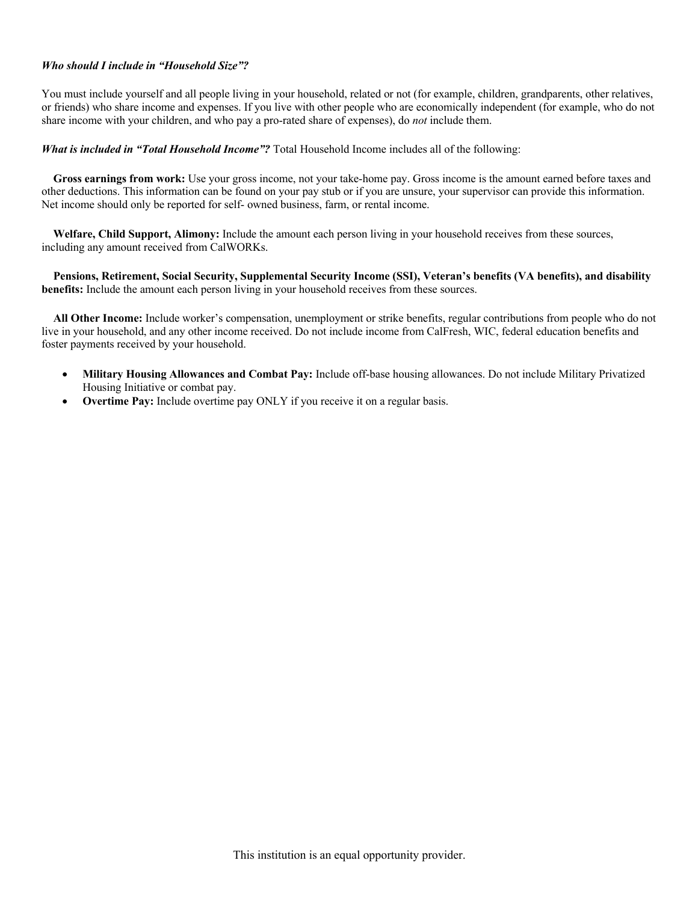***Who should I include in "Household Size"?***

You must include yourself and all people living in your household, related or not (for example, children, grandparents, other relatives, or friends) who share income and expenses. If you live with other people who are economically independent (for example, who do not share income with your children, and who pay a pro-rated share of expenses), do *not* include them.

***What is included in "Total Household Income"?*** Total Household Income includes all of the following:

**Gross earnings from work:** Use your gross income, not your take-home pay. Gross income is the amount earned before taxes and other deductions. This information can be found on your pay stub or if you are unsure, your supervisor can provide this information. Net income should only be reported for self- owned business, farm, or rental income.

**Welfare, Child Support, Alimony:** Include the amount each person living in your household receives from these sources, including any amount received from CalWORKs.

**Pensions, Retirement, Social Security, Supplemental Security Income (SSI), Veteran's benefits (VA benefits), and disability benefits:** Include the amount each person living in your household receives from these sources.

**All Other Income:** Include worker's compensation, unemployment or strike benefits, regular contributions from people who do not live in your household, and any other income received. Do not include income from CalFresh, WIC, federal education benefits and foster payments received by your household.

- **Military Housing Allowances and Combat Pay:** Include off-base housing allowances. Do not include Military Privatized Housing Initiative or combat pay.
- **Overtime Pay:** Include overtime pay ONLY if you receive it on a regular basis.

This institution is an equal opportunity provider.